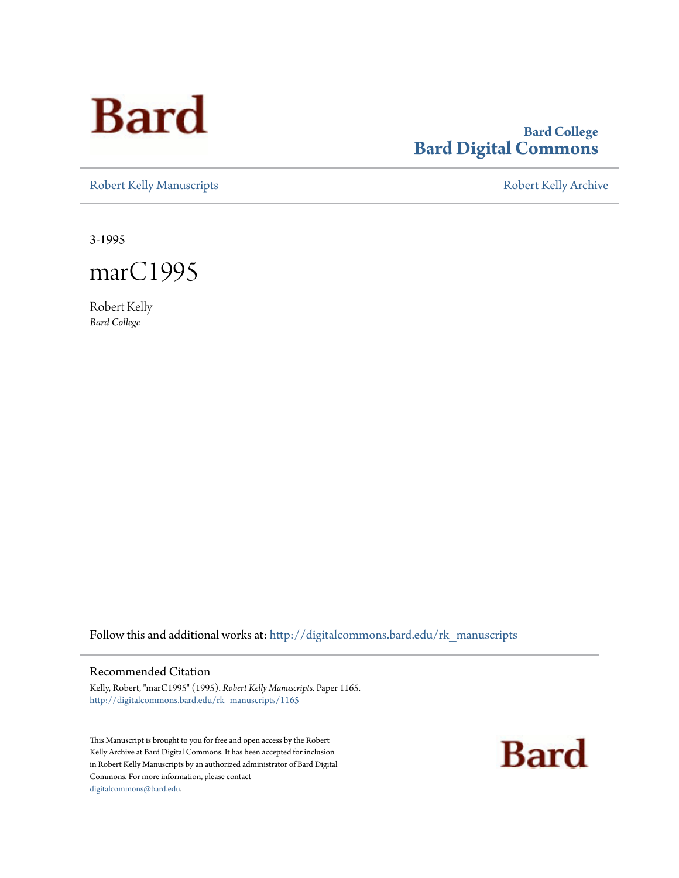Bard

Bard College
**Bard Digital Commons**

Robert Kelly Manuscripts | Robert Kelly Archive

3-1995

# marC1995

Robert Kelly
*Bard College*

Follow this and additional works at: http://digitalcommons.bard.edu/rk_manuscripts

## Recommended Citation

Kelly, Robert, "marC1995" (1995). *Robert Kelly Manuscripts.* Paper 1165.
http://digitalcommons.bard.edu/rk_manuscripts/1165

This Manuscript is brought to you for free and open access by the Robert Kelly Archive at Bard Digital Commons. It has been accepted for inclusion in Robert Kelly Manuscripts by an authorized administrator of Bard Digital Commons. For more information, please contact digitalcommons@bard.edu.

Bard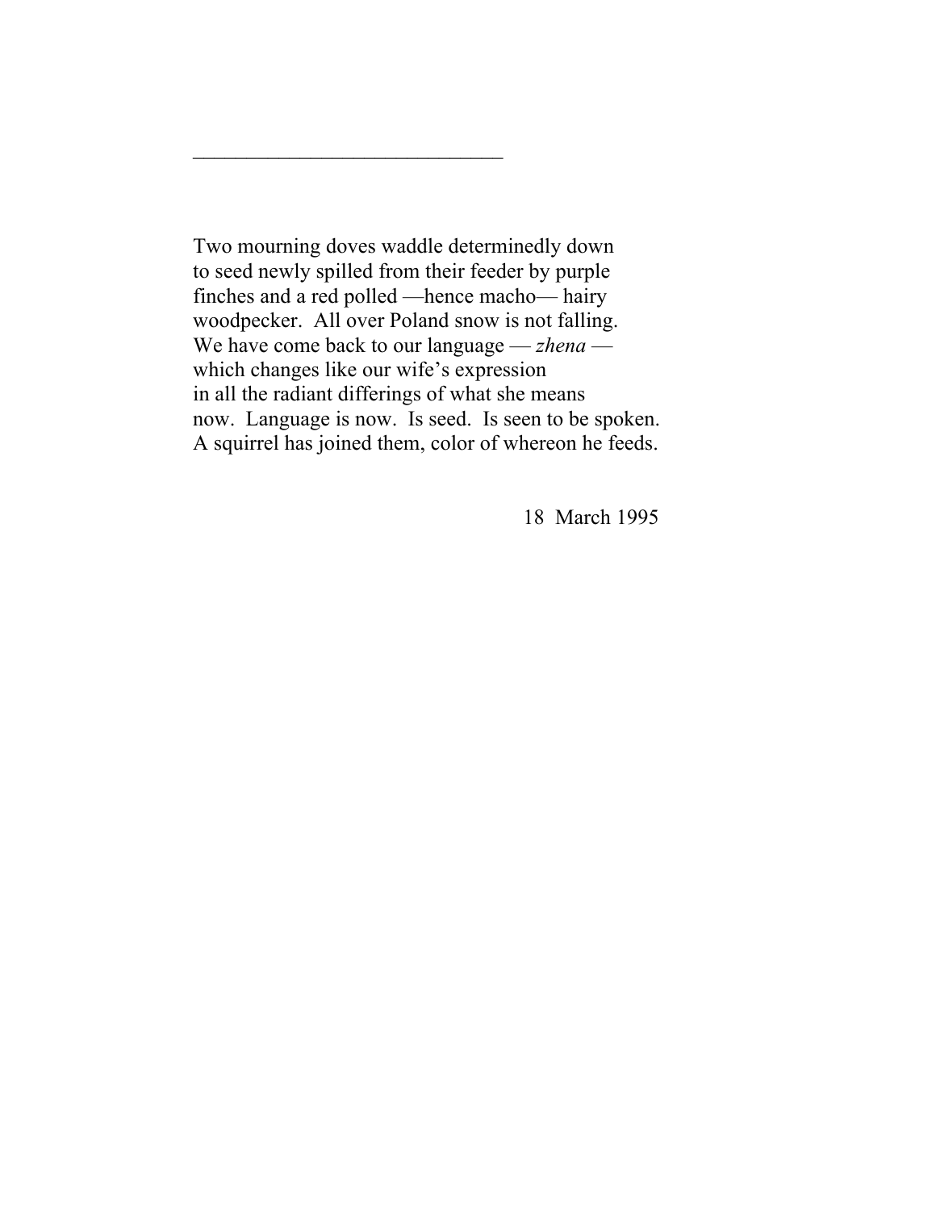______________________________

Two mourning doves waddle determinedly down  
to seed newly spilled from their feeder by purple  
finches and a red polled —hence macho— hairy  
woodpecker.  All over Poland snow is not falling.  
We have come back to our language — *zhena* —  
which changes like our wife's expression  
in all the radiant differings of what she means  
now.  Language is now.  Is seed.  Is seen to be spoken.  
A squirrel has joined them, color of whereon he feeds.

18 March 1995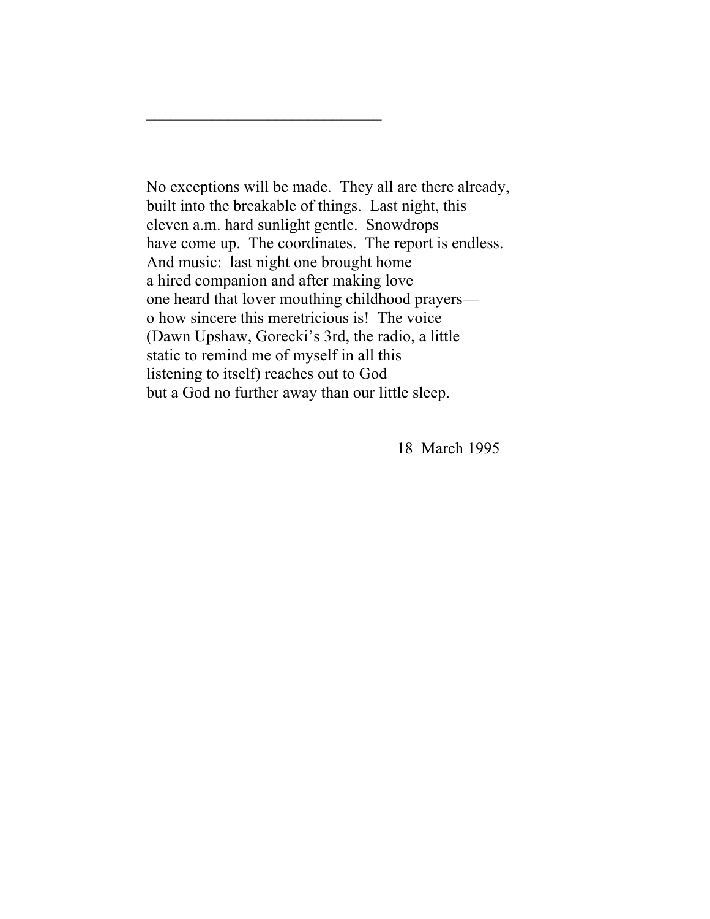______________________________

No exceptions will be made.  They all are there already,  
built into the breakable of things.  Last night, this  
eleven a.m. hard sunlight gentle.  Snowdrops  
have come up.  The coordinates.  The report is endless.  
And music:  last night one brought home  
a hired companion and after making love  
one heard that lover mouthing childhood prayers—  
o how sincere this meretricious is!  The voice  
(Dawn Upshaw, Gorecki's 3rd, the radio, a little  
static to remind me of myself in all this  
listening to itself) reaches out to God  
but a God no further away than our little sleep.

18  March 1995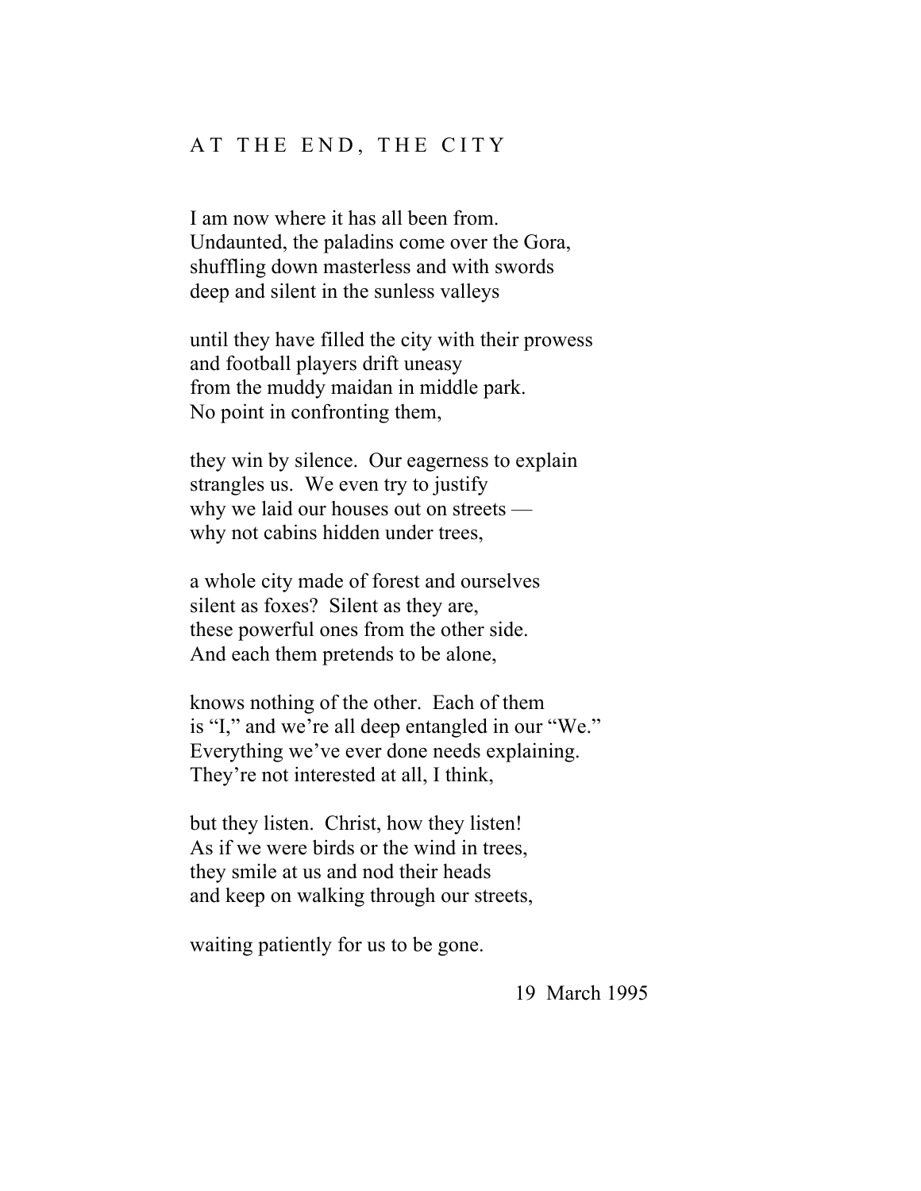## AT THE END, THE CITY

I am now where it has all been from.  
Undaunted, the paladins come over the Gora,  
shuffling down masterless and with swords  
deep and silent in the sunless valleys

until they have filled the city with their prowess  
and football players drift uneasy  
from the muddy maidan in middle park.  
No point in confronting them,

they win by silence.  Our eagerness to explain  
strangles us.  We even try to justify  
why we laid our houses out on streets —  
why not cabins hidden under trees,

a whole city made of forest and ourselves  
silent as foxes?  Silent as they are,  
these powerful ones from the other side.  
And each them pretends to be alone,

knows nothing of the other.  Each of them  
is "I," and we're all deep entangled in our "We."  
Everything we've ever done needs explaining.  
They're not interested at all, I think,

but they listen.  Christ, how they listen!  
As if we were birds or the wind in trees,  
they smile at us and nod their heads  
and keep on walking through our streets,

waiting patiently for us to be gone.

19 March 1995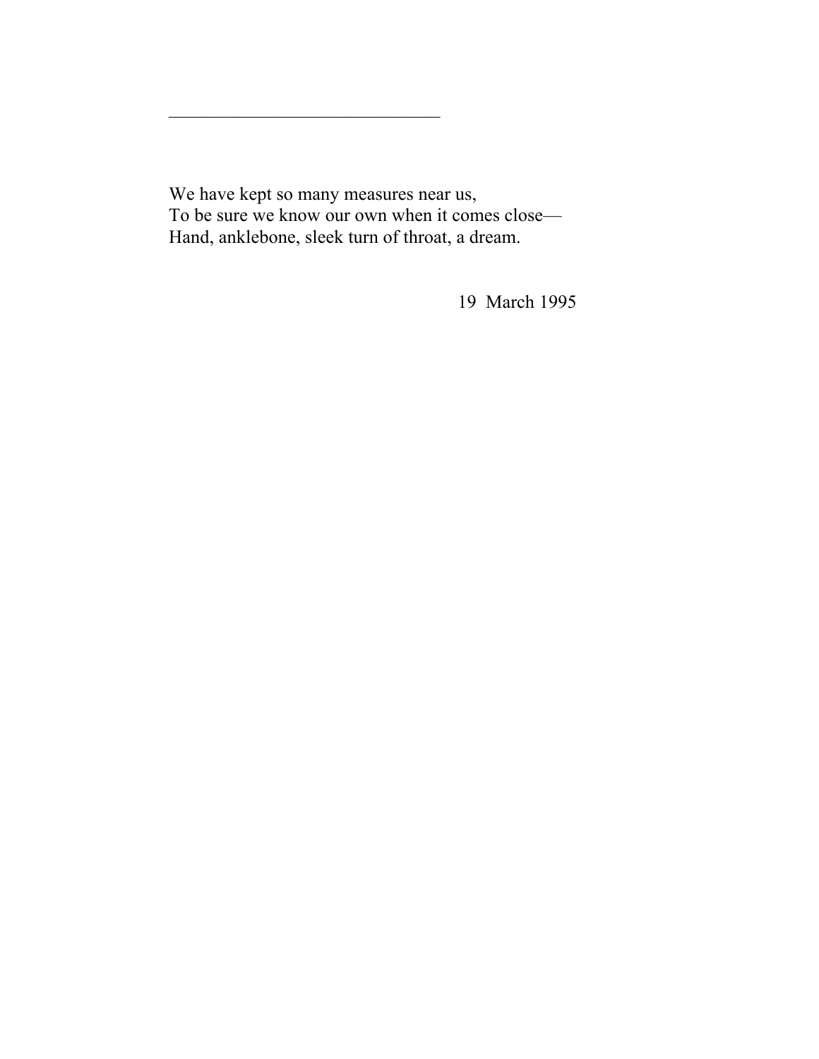______________________________

We have kept so many measures near us,  
To be sure we know our own when it comes close—  
Hand, anklebone, sleek turn of throat, a dream.

19 March 1995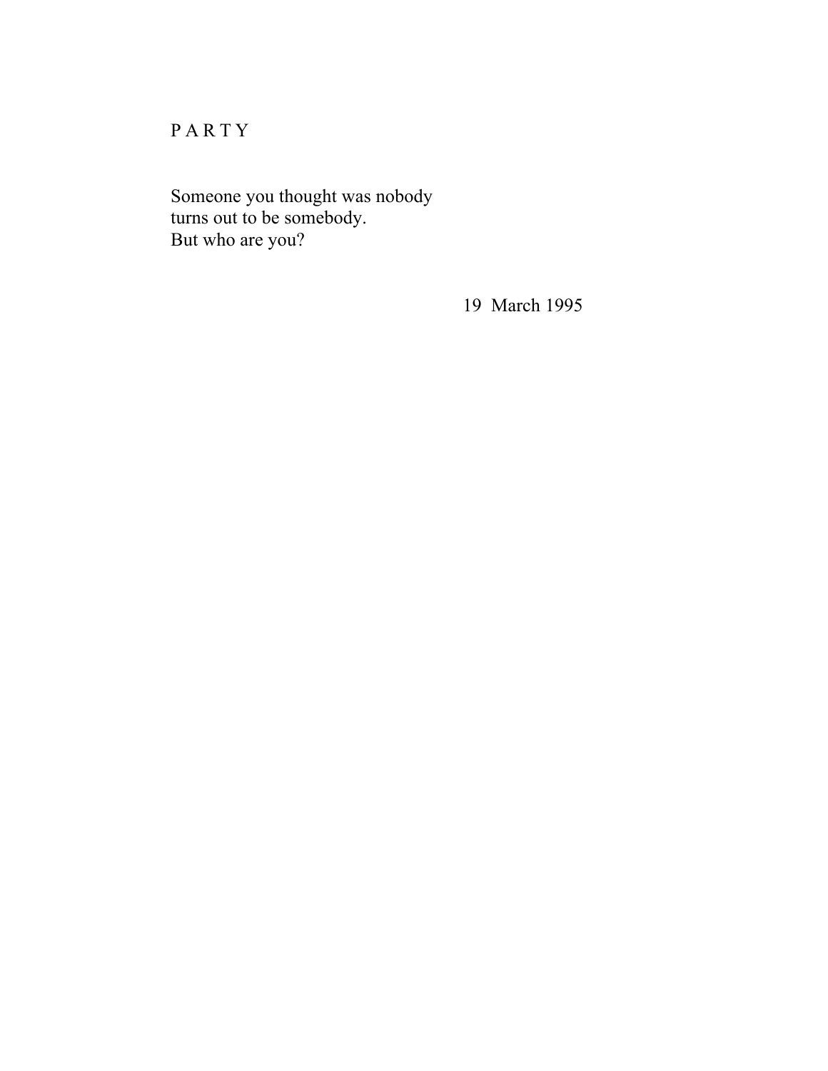# P A R T Y

Someone you thought was nobody  
turns out to be somebody.  
But who are you?

19 March 1995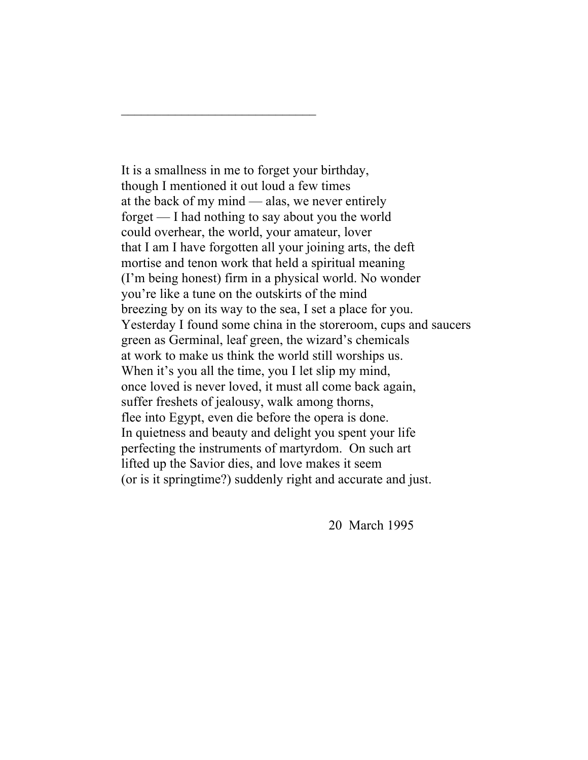______________________________

It is a smallness in me to forget your birthday,
though I mentioned it out loud a few times
at the back of my mind — alas, we never entirely
forget — I had nothing to say about you the world
could overhear, the world, your amateur, lover
that I am I have forgotten all your joining arts, the deft
mortise and tenon work that held a spiritual meaning
(I'm being honest) firm in a physical world. No wonder
you're like a tune on the outskirts of the mind
breezing by on its way to the sea, I set a place for you.
Yesterday I found some china in the storeroom, cups and saucers
green as Germinal, leaf green, the wizard's chemicals
at work to make us think the world still worships us.
When it's you all the time, you I let slip my mind,
once loved is never loved, it must all come back again,
suffer freshets of jealousy, walk among thorns,
flee into Egypt, even die before the opera is done.
In quietness and beauty and delight you spent your life
perfecting the instruments of martyrdom. On such art
lifted up the Savior dies, and love makes it seem
(or is it springtime?) suddenly right and accurate and just.

20 March 1995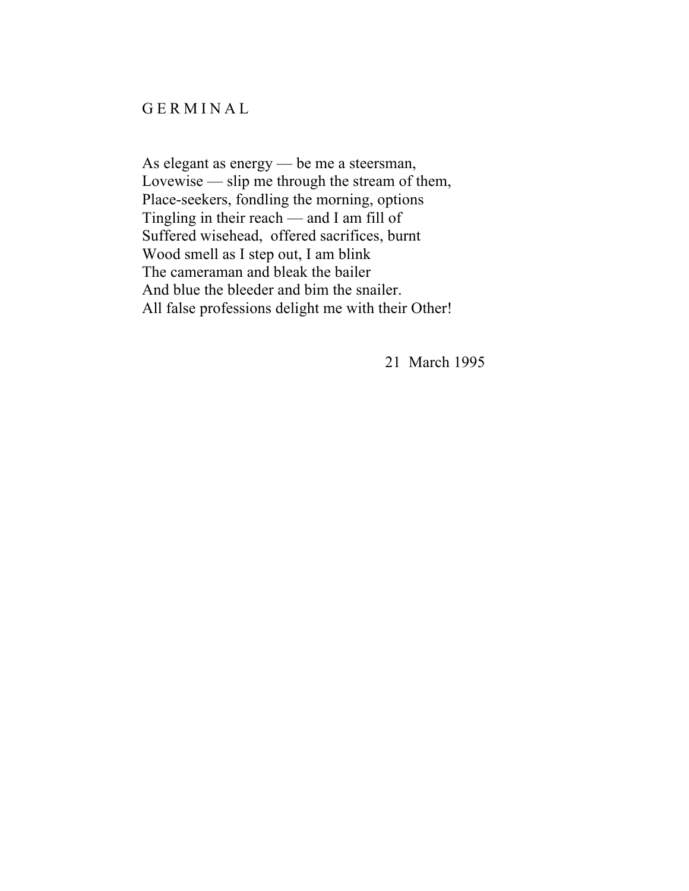# G E R M I N A L

As elegant as energy — be me a steersman,  
Lovewise — slip me through the stream of them,  
Place-seekers, fondling the morning, options  
Tingling in their reach — and I am fill of  
Suffered wisehead,  offered sacrifices, burnt  
Wood smell as I step out, I am blink  
The cameraman and bleak the bailer  
And blue the bleeder and bim the snailer.  
All false professions delight me with their Other!

21  March 1995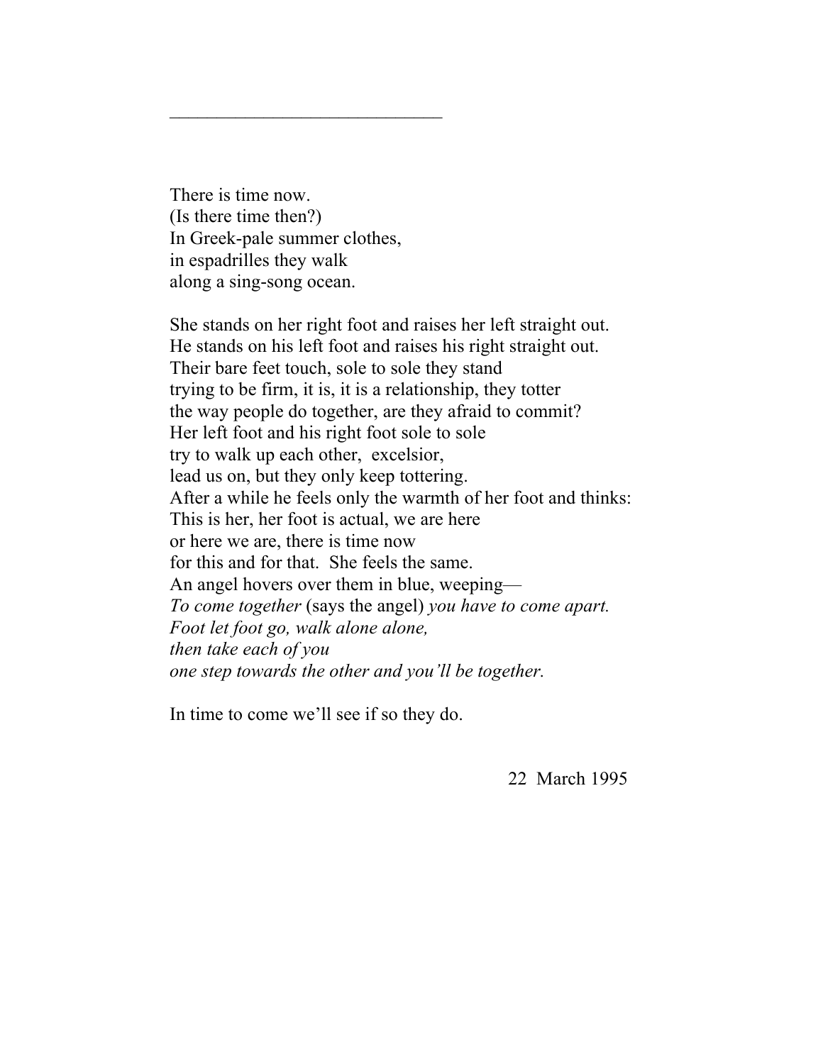______________________________

There is time now.  
(Is there time then?)  
In Greek-pale summer clothes,  
in espadrilles they walk  
along a sing-song ocean.

She stands on her right foot and raises her left straight out.  
He stands on his left foot and raises his right straight out.  
Their bare feet touch, sole to sole they stand  
trying to be firm, it is, it is a relationship, they totter  
the way people do together, are they afraid to commit?  
Her left foot and his right foot sole to sole  
try to walk up each other,  excelsior,  
lead us on, but they only keep tottering.  
After a while he feels only the warmth of her foot and thinks:  
This is her, her foot is actual, we are here  
or here we are, there is time now  
for this and for that.  She feels the same.  
An angel hovers over them in blue, weeping—  
*To come together* (says the angel) *you have to come apart.*  
*Foot let foot go, walk alone alone,*  
*then take each of you*  
*one step towards the other and you'll be together.*

In time to come we'll see if so they do.

22  March 1995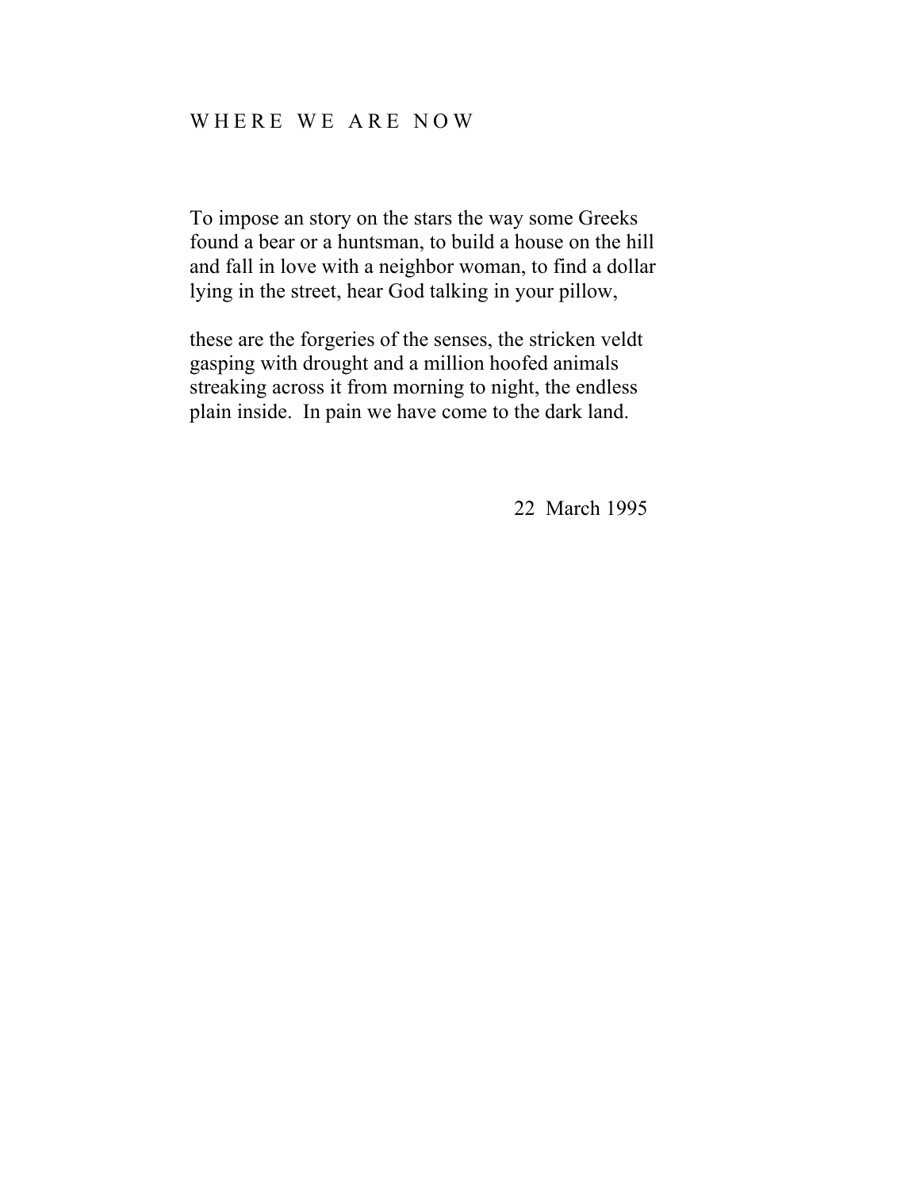## WHERE WE ARE NOW

To impose an story on the stars the way some Greeks
found a bear or a huntsman, to build a house on the hill
and fall in love with a neighbor woman, to find a dollar
lying in the street, hear God talking in your pillow,

these are the forgeries of the senses, the stricken veldt
gasping with drought and a million hoofed animals
streaking across it from morning to night, the endless
plain inside. In pain we have come to the dark land.

22 March 1995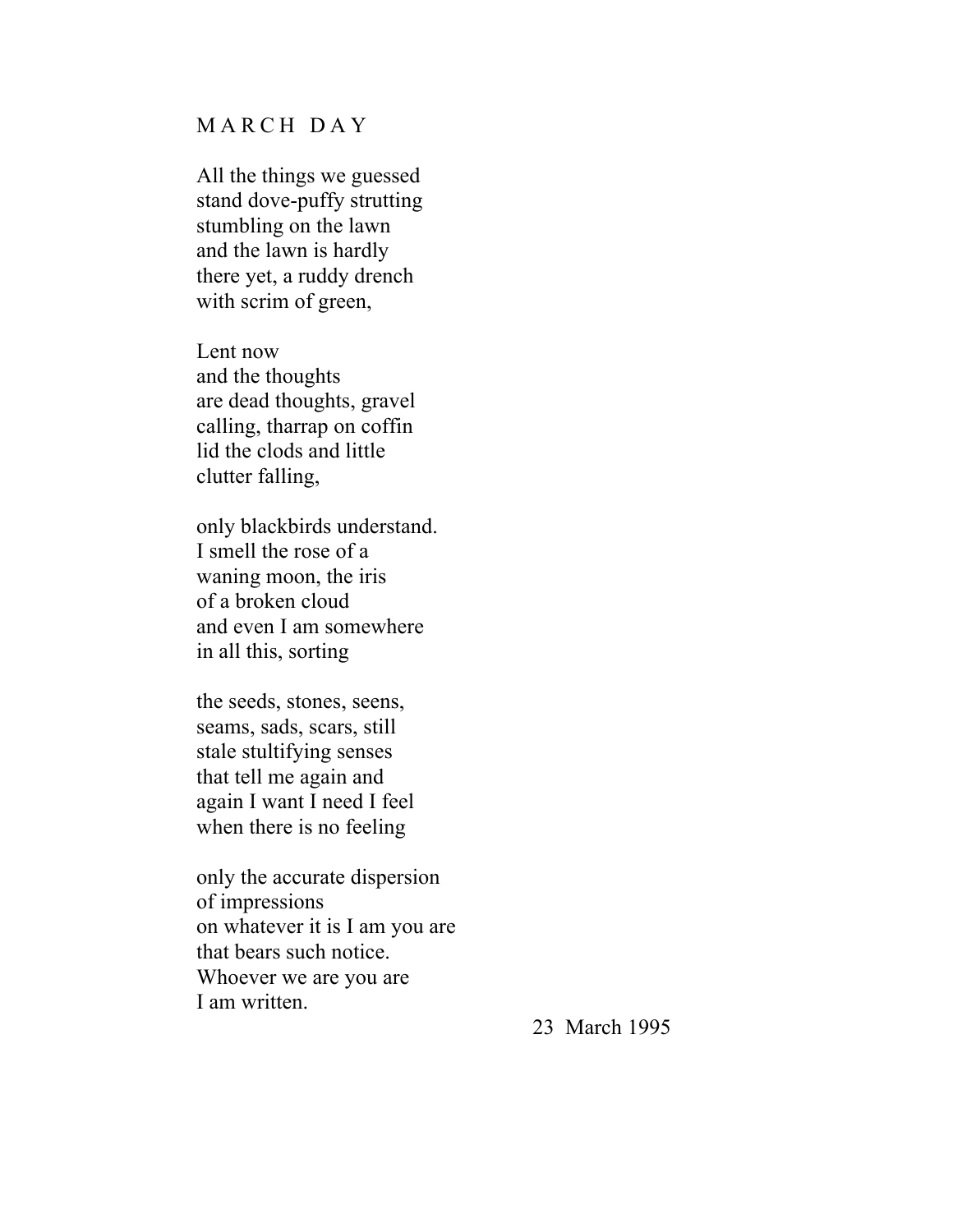## M A R C H  D A Y

All the things we guessed  
stand dove-puffy strutting  
stumbling on the lawn  
and the lawn is hardly  
there yet, a ruddy drench  
with scrim of green,

Lent now  
and the thoughts  
are dead thoughts, gravel  
calling, tharrap on coffin  
lid the clods and little  
clutter falling,

only blackbirds understand.  
I smell the rose of a  
waning moon, the iris  
of a broken cloud  
and even I am somewhere  
in all this, sorting

the seeds, stones, seens,  
seams, sads, scars, still  
stale stultifying senses  
that tell me again and  
again I want I need I feel  
when there is no feeling

only the accurate dispersion  
of impressions  
on whatever it is I am you are  
that bears such notice.  
Whoever we are you are  
I am written.

23 March 1995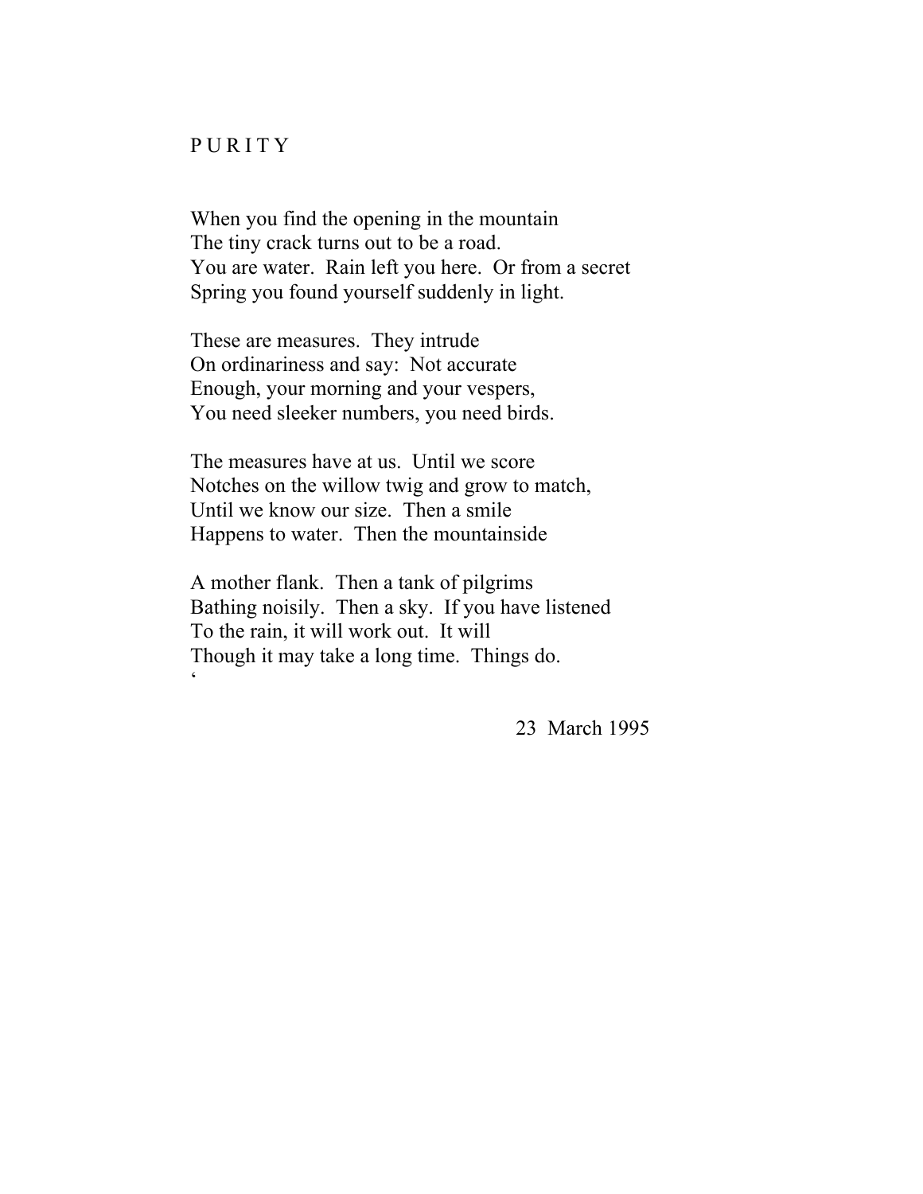# P U R I T Y

When you find the opening in the mountain  
The tiny crack turns out to be a road.  
You are water.  Rain left you here.  Or from a secret  
Spring you found yourself suddenly in light.

These are measures.  They intrude  
On ordinariness and say:  Not accurate  
Enough, your morning and your vespers,  
You need sleeker numbers, you need birds.

The measures have at us.  Until we score  
Notches on the willow twig and grow to match,  
Until we know our size.  Then a smile  
Happens to water.  Then the mountainside

A mother flank.  Then a tank of pilgrims  
Bathing noisily.  Then a sky.  If you have listened  
To the rain, it will work out.  It will  
Though it may take a long time.  Things do.  
‘

23  March 1995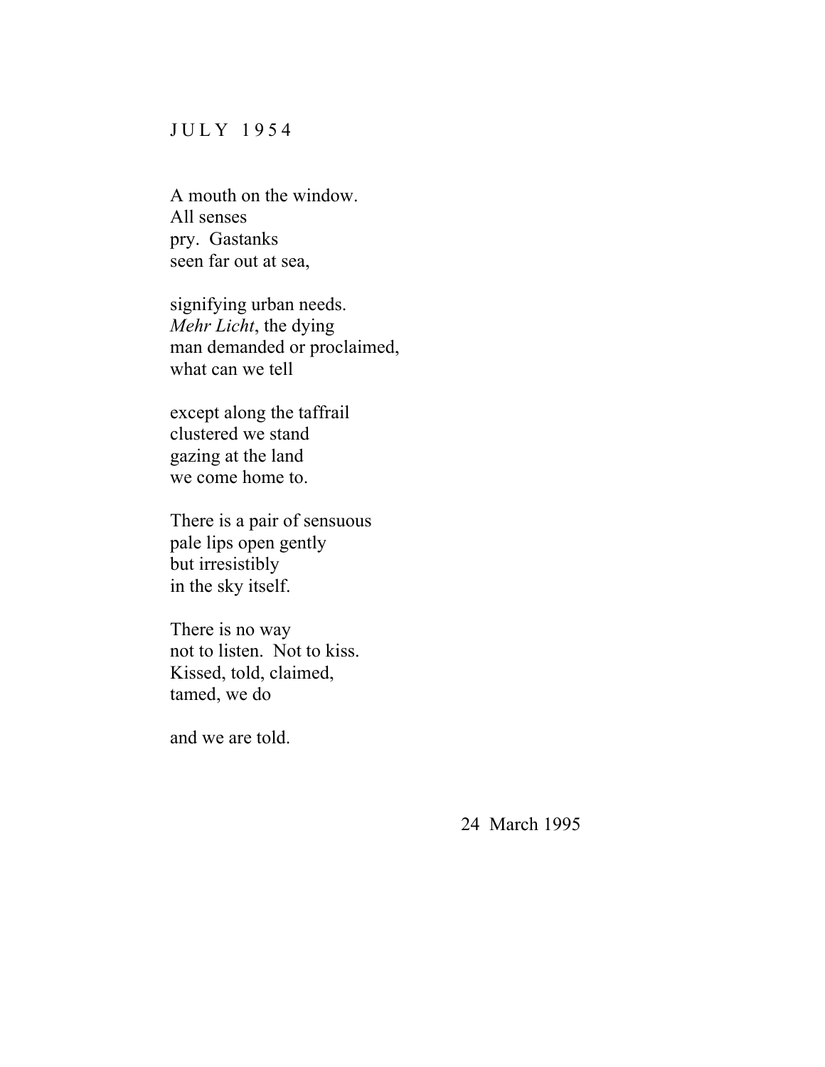## J U L Y 1 9 5 4

A mouth on the window.  
All senses  
pry.  Gastanks  
seen far out at sea,

signifying urban needs.  
*Mehr Licht*, the dying  
man demanded or proclaimed,  
what can we tell

except along the taffrail  
clustered we stand  
gazing at the land  
we come home to.

There is a pair of sensuous  
pale lips open gently  
but irresistibly  
in the sky itself.

There is no way  
not to listen.  Not to kiss.  
Kissed, told, claimed,  
tamed, we do

and we are told.

24 March 1995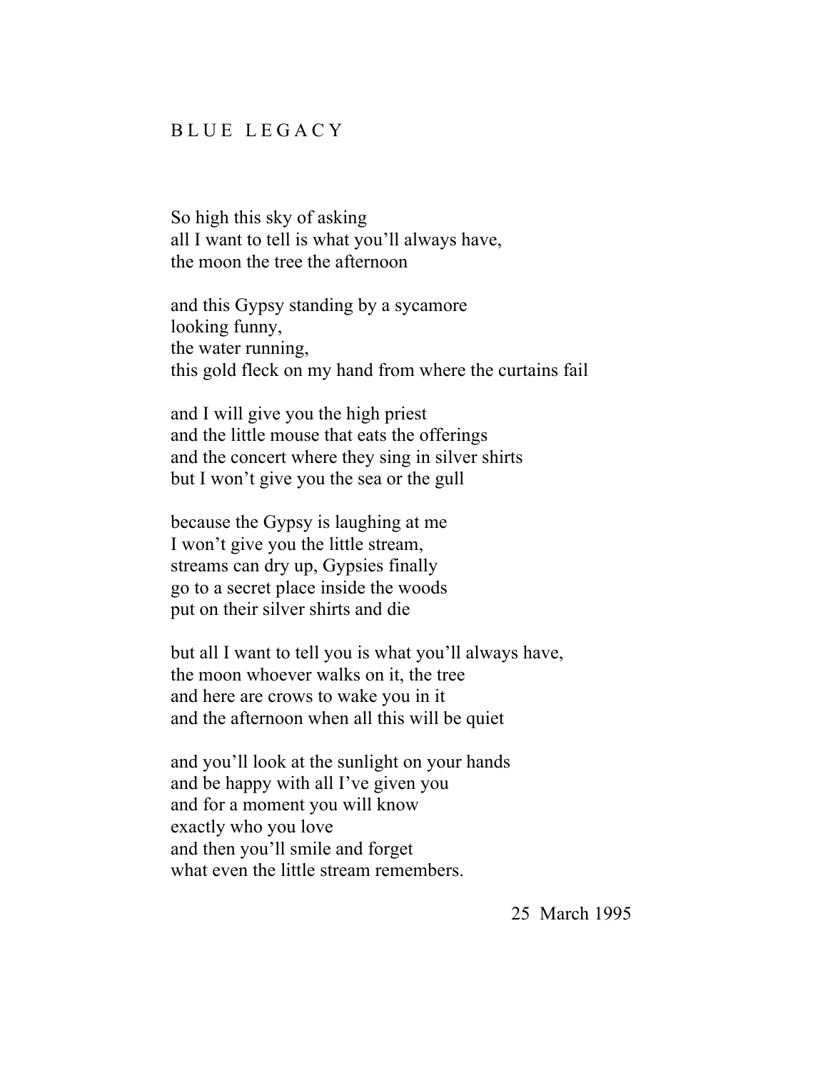## BLUE LEGACY

So high this sky of asking
all I want to tell is what you'll always have,
the moon the tree the afternoon

and this Gypsy standing by a sycamore
looking funny,
the water running,
this gold fleck on my hand from where the curtains fail

and I will give you the high priest
and the little mouse that eats the offerings
and the concert where they sing in silver shirts
but I won't give you the sea or the gull

because the Gypsy is laughing at me
I won't give you the little stream,
streams can dry up, Gypsies finally
go to a secret place inside the woods
put on their silver shirts and die

but all I want to tell you is what you'll always have,
the moon whoever walks on it, the tree
and here are crows to wake you in it
and the afternoon when all this will be quiet

and you'll look at the sunlight on your hands
and be happy with all I've given you
and for a moment you will know
exactly who you love
and then you'll smile and forget
what even the little stream remembers.

25 March 1995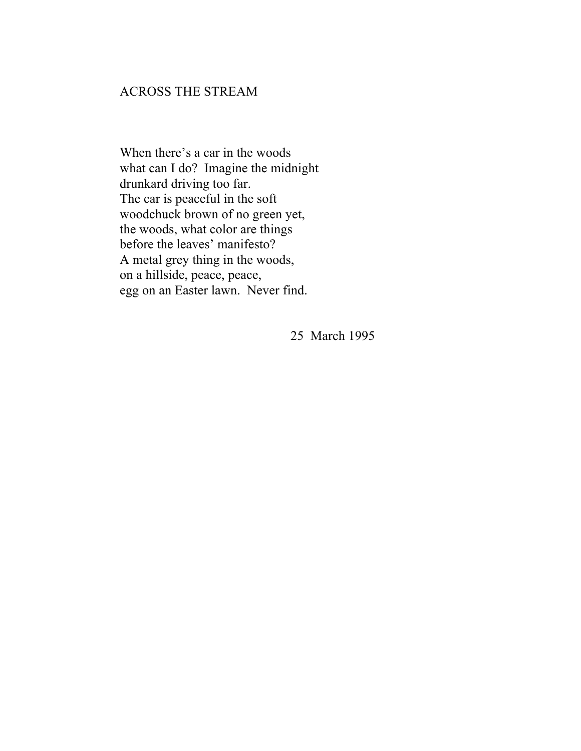## ACROSS THE STREAM

When there's a car in the woods  
what can I do?  Imagine the midnight  
drunkard driving too far.  
The car is peaceful in the soft  
woodchuck brown of no green yet,  
the woods, what color are things  
before the leaves' manifesto?  
A metal grey thing in the woods,  
on a hillside, peace, peace,  
egg on an Easter lawn.  Never find.

25  March 1995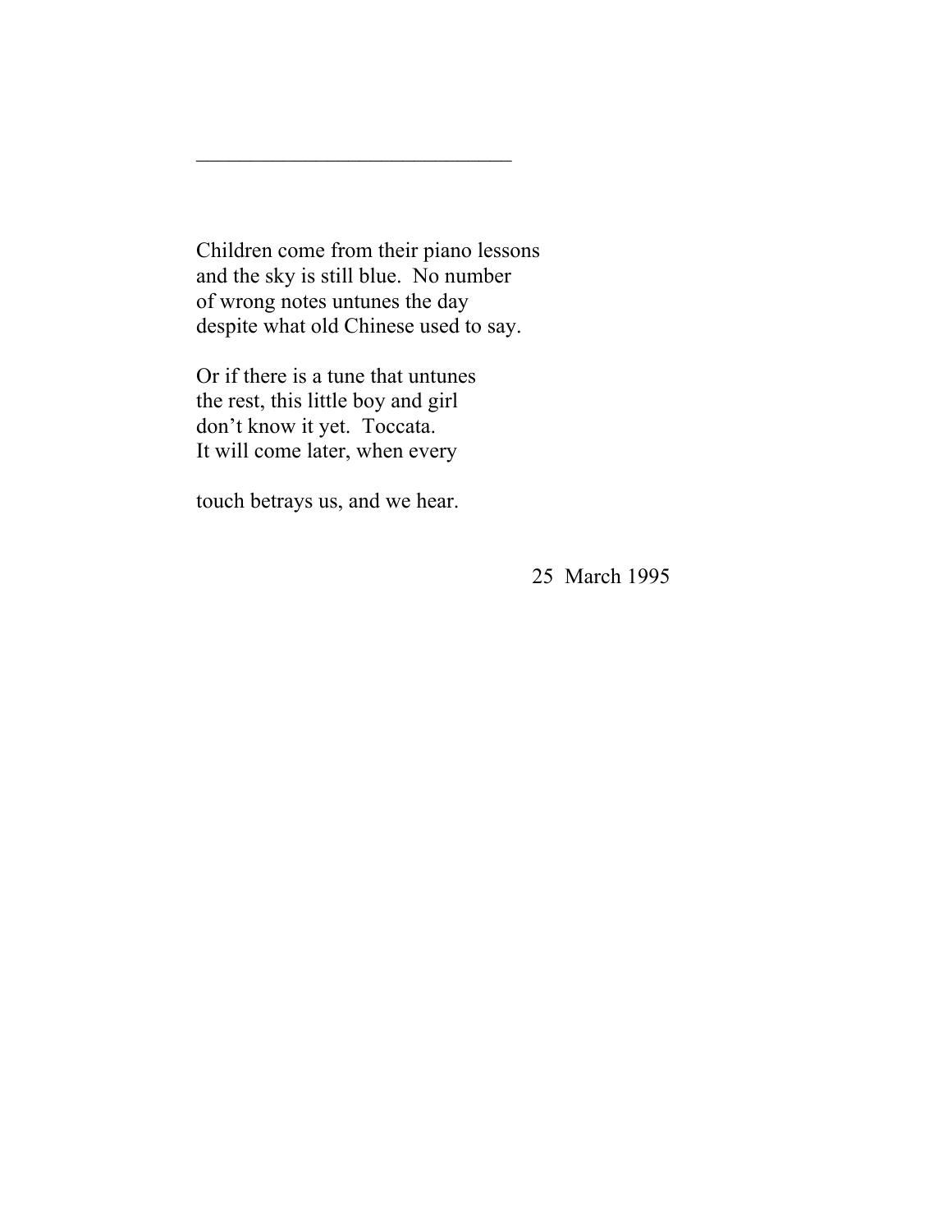______________________________

Children come from their piano lessons  
and the sky is still blue.  No number  
of wrong notes untunes the day  
despite what old Chinese used to say.

Or if there is a tune that untunes  
the rest, this little boy and girl  
don't know it yet.  Toccata.  
It will come later, when every

touch betrays us, and we hear.

25  March 1995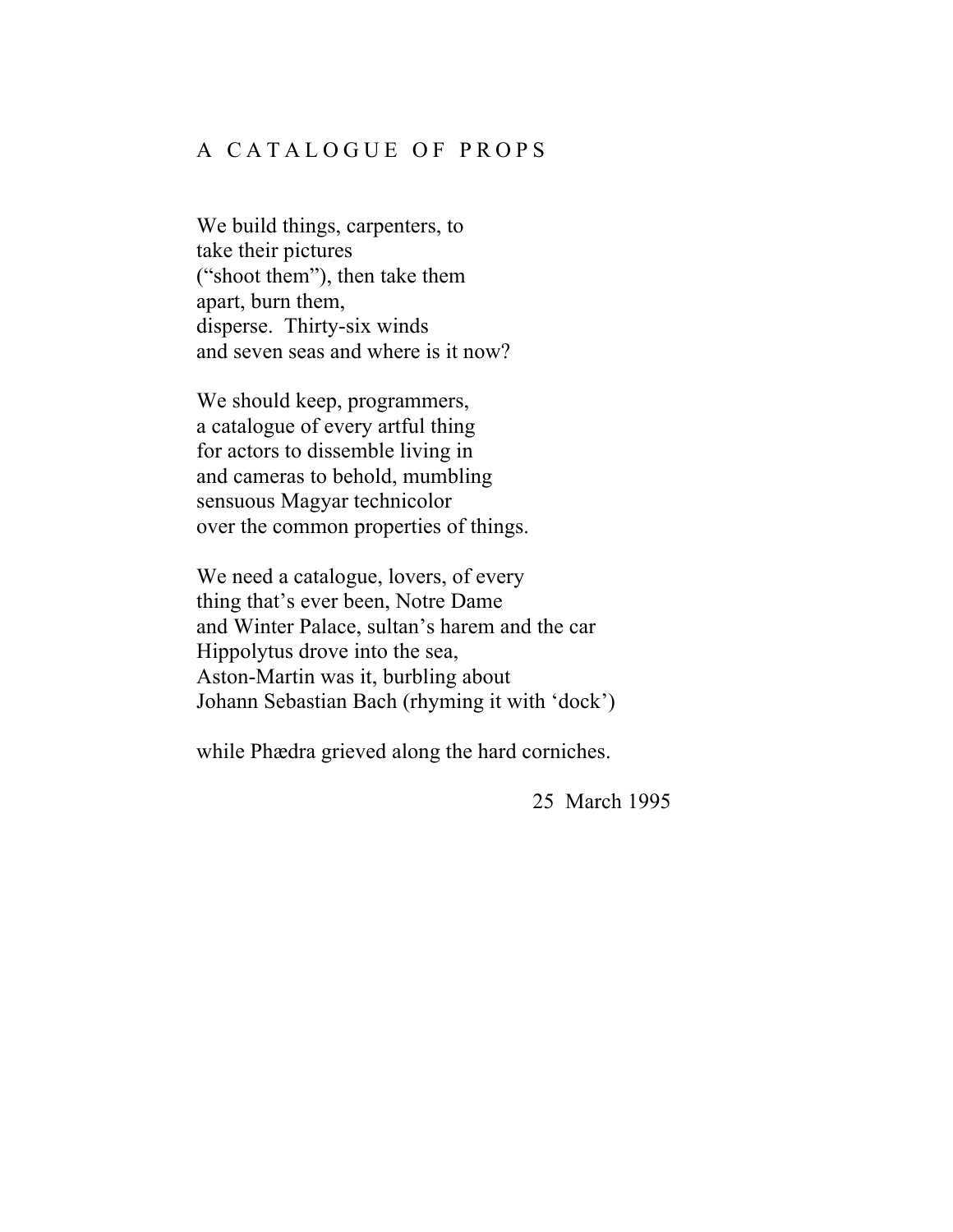## A CATALOGUE OF PROPS

We build things, carpenters, to  
take their pictures  
("shoot them"), then take them  
apart, burn them,  
disperse.  Thirty-six winds  
and seven seas and where is it now?

We should keep, programmers,  
a catalogue of every artful thing  
for actors to dissemble living in  
and cameras to behold, mumbling  
sensuous Magyar technicolor  
over the common properties of things.

We need a catalogue, lovers, of every  
thing that's ever been, Notre Dame  
and Winter Palace, sultan's harem and the car  
Hippolytus drove into the sea,  
Aston-Martin was it, burbling about  
Johann Sebastian Bach (rhyming it with 'dock')

while Phædra grieved along the hard corniches.

25 March 1995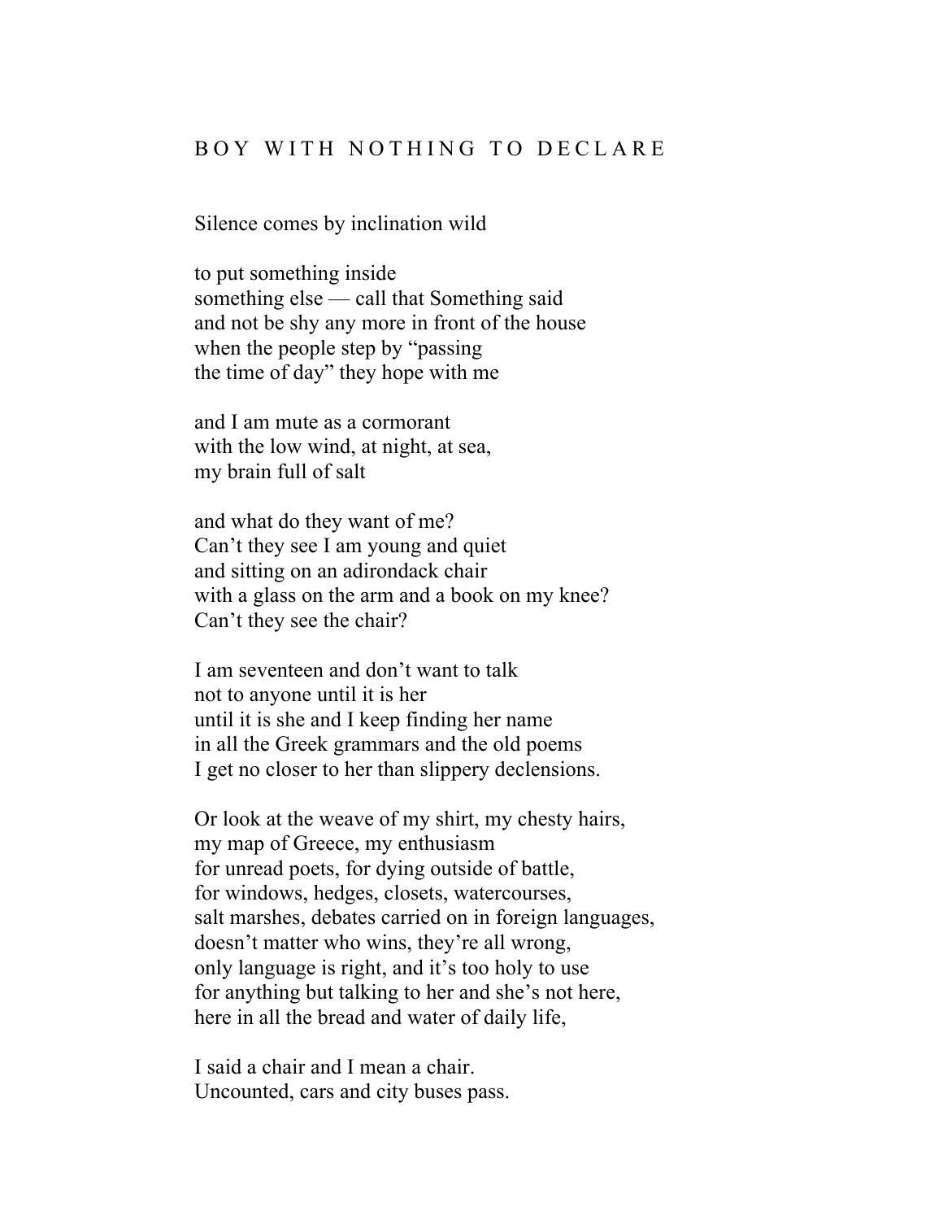## BOY WITH NOTHING TO DECLARE

Silence comes by inclination wild

to put something inside  
something else — call that Something said  
and not be shy any more in front of the house  
when the people step by "passing  
the time of day" they hope with me

and I am mute as a cormorant  
with the low wind, at night, at sea,  
my brain full of salt

and what do they want of me?  
Can't they see I am young and quiet  
and sitting on an adirondack chair  
with a glass on the arm and a book on my knee?  
Can't they see the chair?

I am seventeen and don't want to talk  
not to anyone until it is her  
until it is she and I keep finding her name  
in all the Greek grammars and the old poems  
I get no closer to her than slippery declensions.

Or look at the weave of my shirt, my chesty hairs,  
my map of Greece, my enthusiasm  
for unread poets, for dying outside of battle,  
for windows, hedges, closets, watercourses,  
salt marshes, debates carried on in foreign languages,  
doesn't matter who wins, they're all wrong,  
only language is right, and it's too holy to use  
for anything but talking to her and she's not here,  
here in all the bread and water of daily life,

I said a chair and I mean a chair.  
Uncounted, cars and city buses pass.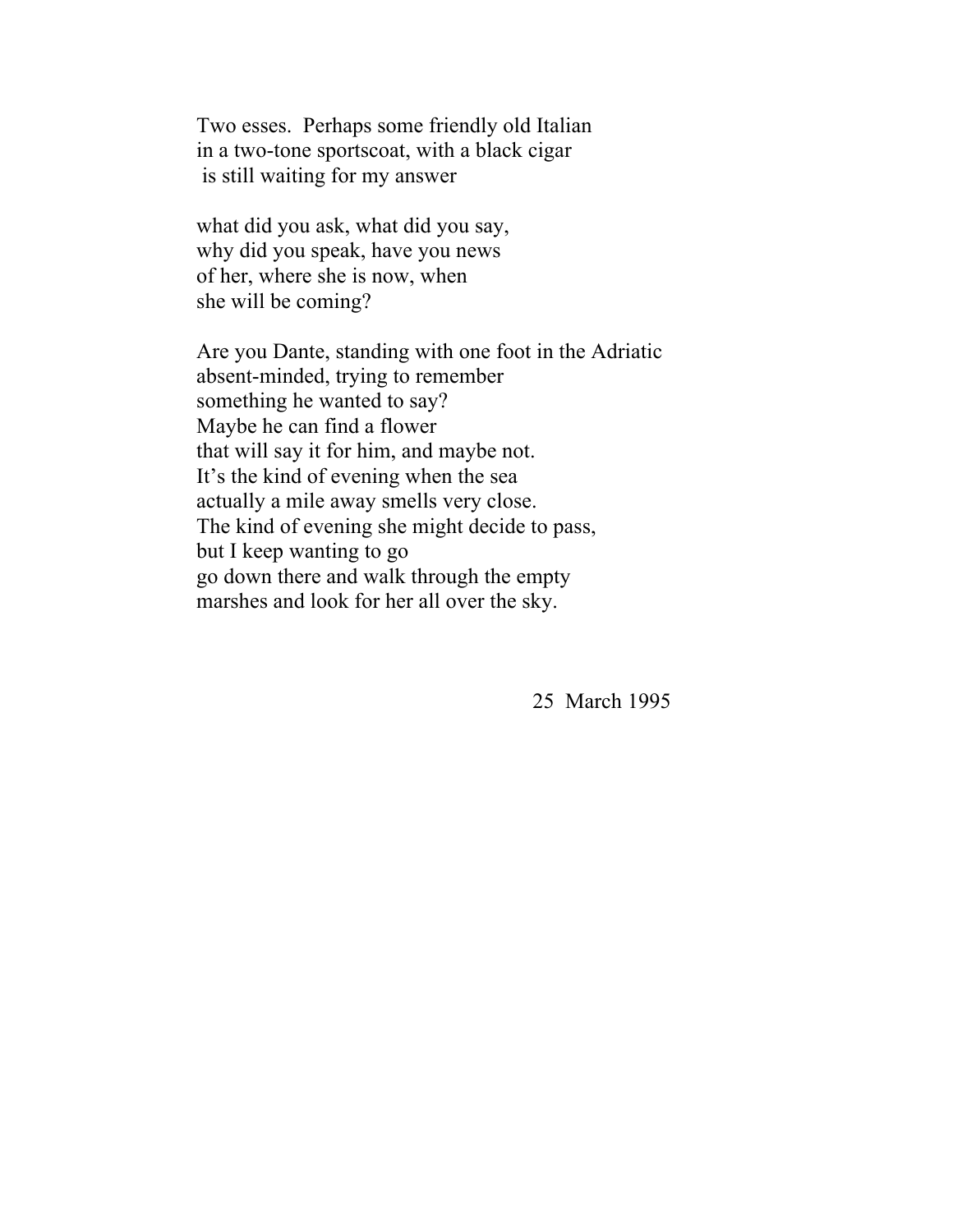Two esses. Perhaps some friendly old Italian  
in a two-tone sportscoat, with a black cigar  
is still waiting for my answer

what did you ask, what did you say,  
why did you speak, have you news  
of her, where she is now, when  
she will be coming?

Are you Dante, standing with one foot in the Adriatic  
absent-minded, trying to remember  
something he wanted to say?  
Maybe he can find a flower  
that will say it for him, and maybe not.  
It's the kind of evening when the sea  
actually a mile away smells very close.  
The kind of evening she might decide to pass,  
but I keep wanting to go  
go down there and walk through the empty  
marshes and look for her all over the sky.

25 March 1995